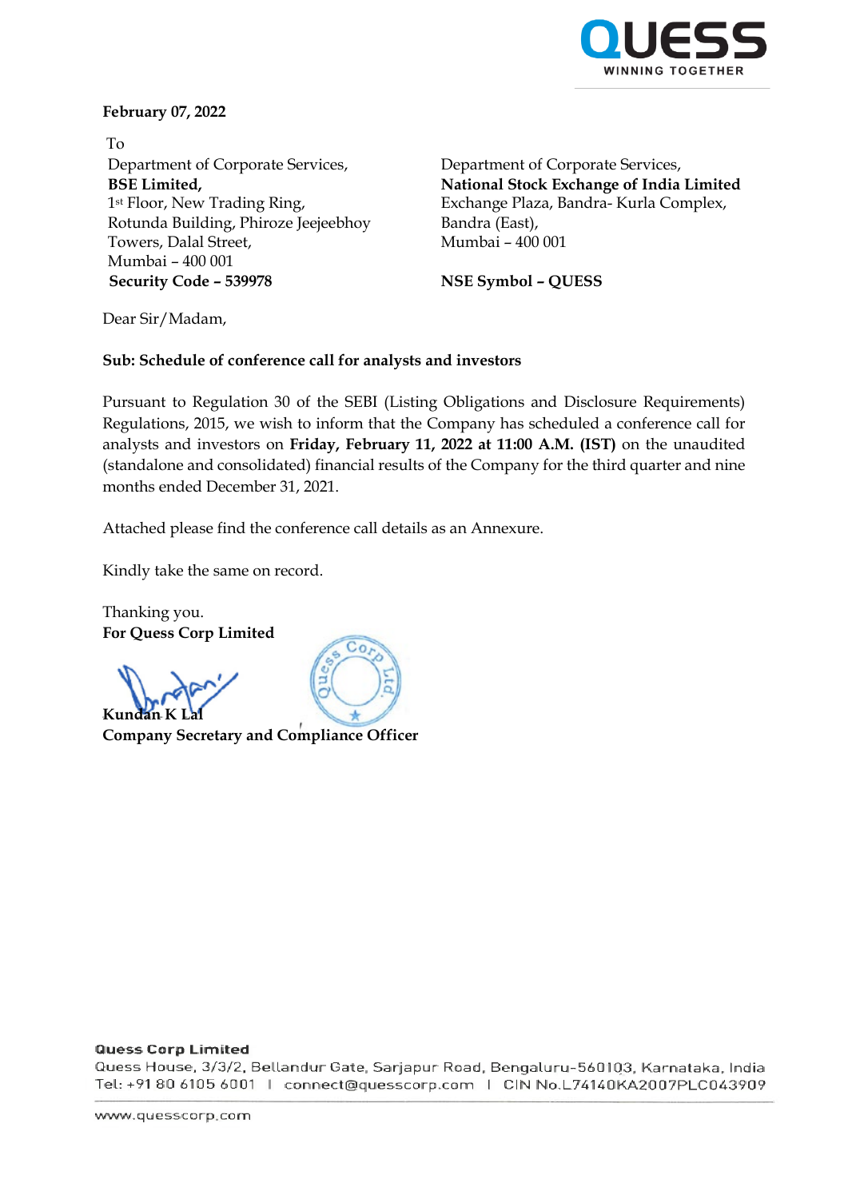**February 07, 2022**

To

Department of Corporate Services,
**BSE Limited,**
1st Floor, New Trading Ring,
Rotunda Building, Phiroze Jeejeebhoy
Towers, Dalal Street,
Mumbai – 400 001
**Security Code – 539978**

Department of Corporate Services,
**National Stock Exchange of India Limited**
Exchange Plaza, Bandra- Kurla Complex,
Bandra (East),
Mumbai – 400 001

**NSE Symbol – QUESS**

Dear Sir/Madam,

**Sub: Schedule of conference call for analysts and investors**

Pursuant to Regulation 30 of the SEBI (Listing Obligations and Disclosure Requirements) Regulations, 2015, we wish to inform that the Company has scheduled a conference call for analysts and investors on **Friday, February 11, 2022 at 11:00 A.M. (IST)** on the unaudited (standalone and consolidated) financial results of the Company for the third quarter and nine months ended December 31, 2021.

Attached please find the conference call details as an Annexure.

Kindly take the same on record.

Thanking you.
**For Quess Corp Limited**

**Kundan K Lal**
**Company Secretary and Compliance Officer**

**Quess Corp Limited**
Quess House, 3/3/2, Bellandur Gate, Sarjapur Road, Bengaluru-560103, Karnataka, India
Tel: +91 80 6105 6001 | connect@quesscorp.com | CIN No.L74140KA2007PLC043909

www.quesscorp.com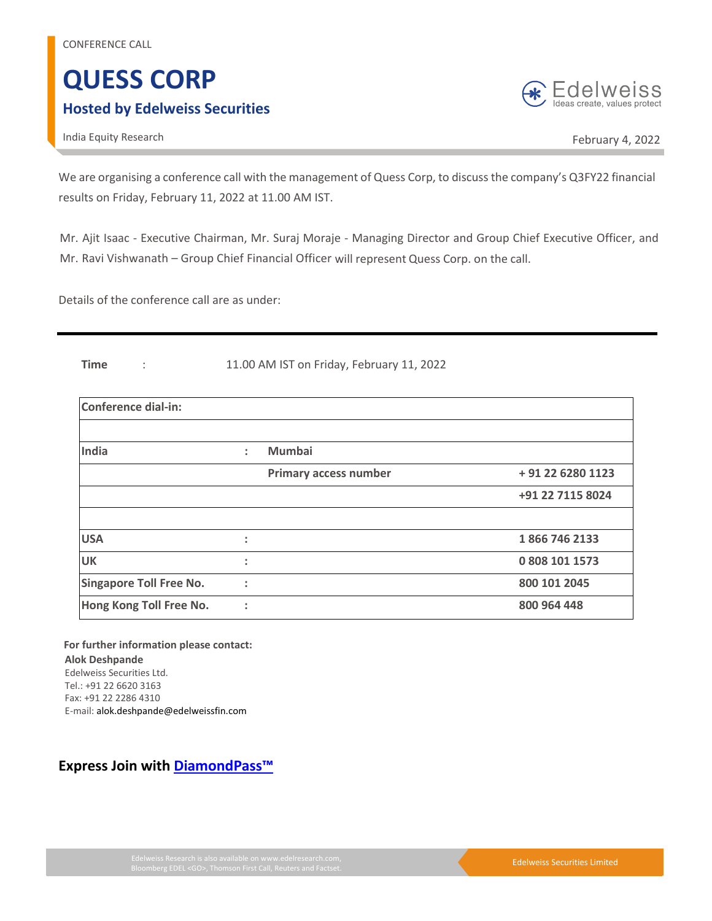CONFERENCE CALL

# QUESS CORP

## Hosted by Edelweiss Securities

India Equity Research

February 4, 2022

We are organising a conference call with the management of Quess Corp, to discuss the company's Q3FY22 financial results on Friday, February 11, 2022 at 11.00 AM IST.

Mr. Ajit Isaac - Executive Chairman, Mr. Suraj Moraje - Managing Director and Group Chief Executive Officer, and Mr. Ravi Vishwanath – Group Chief Financial Officer will represent Quess Corp. on the call.

Details of the conference call are as under:

**Time** : 11.00 AM IST on Friday, February 11, 2022

| **Conference dial-in:** | | | |
|---|---|---|---|
| | | | |
| **India** | **:** | **Mumbai** | |
| | | **Primary access number** | **+ 91 22 6280 1123** |
| | | | **+91 22 7115 8024** |
| | | | |
| **USA** | **:** | | **1 866 746 2133** |
| **UK** | **:** | | **0 808 101 1573** |
| **Singapore Toll Free No.** | **:** | | **800 101 2045** |
| **Hong Kong Toll Free No.** | **:** | | **800 964 448** |

**For further information please contact:**
**Alok Deshpande**
Edelweiss Securities Ltd.
Tel.: +91 22 6620 3163
Fax: +91 22 2286 4310
E-mail: alok.deshpande@edelweissfin.com

**Express Join with DiamondPass™**

Edelweiss Research is also available on www.edelresearch.com, Bloomberg EDEL <GO>, Thomson First Call, Reuters and Factset.

Edelweiss Securities Limited